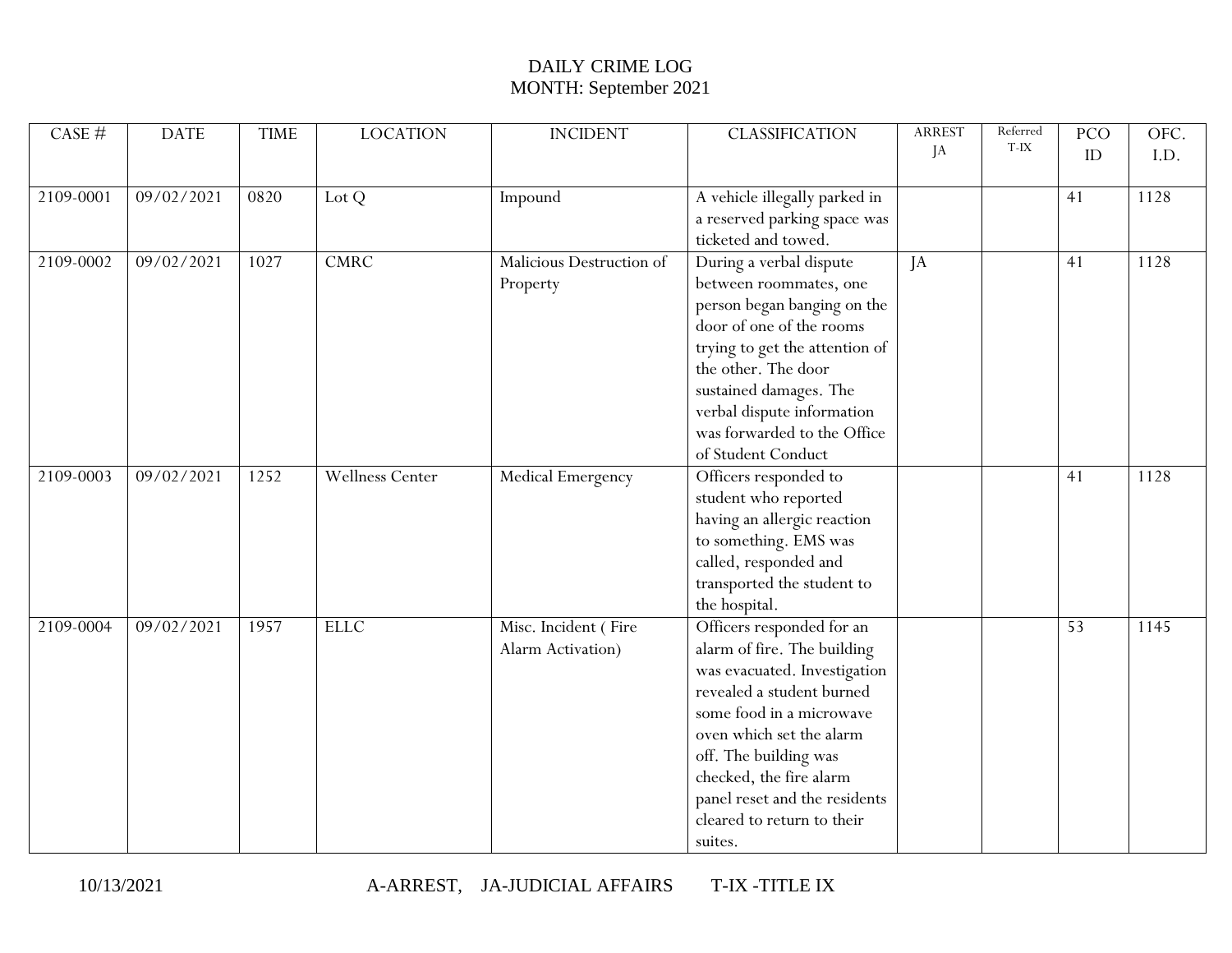# DAILY CRIME LOG
## MONTH: September 2021

| CASE # | DATE | TIME | LOCATION | INCIDENT | CLASSIFICATION | ARREST JA | Referred T-IX | PCO ID | OFC. I.D. |
|---|---|---|---|---|---|---|---|---|---|
| 2109-0001 | 09/02/2021 | 0820 | Lot Q | Impound | A vehicle illegally parked in a reserved parking space was ticketed and towed. | | | 41 | 1128 |
| 2109-0002 | 09/02/2021 | 1027 | CMRC | Malicious Destruction of Property | During a verbal dispute between roommates, one person began banging on the door of one of the rooms trying to get the attention of the other. The door sustained damages. The verbal dispute information was forwarded to the Office of Student Conduct | JA | | 41 | 1128 |
| 2109-0003 | 09/02/2021 | 1252 | Wellness Center | Medical Emergency | Officers responded to student who reported having an allergic reaction to something. EMS was called, responded and transported the student to the hospital. | | | 41 | 1128 |
| 2109-0004 | 09/02/2021 | 1957 | ELLC | Misc. Incident ( Fire Alarm Activation) | Officers responded for an alarm of fire. The building was evacuated. Investigation revealed a student burned some food in a microwave oven which set the alarm off. The building was checked, the fire alarm panel reset and the residents cleared to return to their suites. | | | 53 | 1145 |

10/13/2021 A-ARREST, JA-JUDICIAL AFFAIRS T-IX -TITLE IX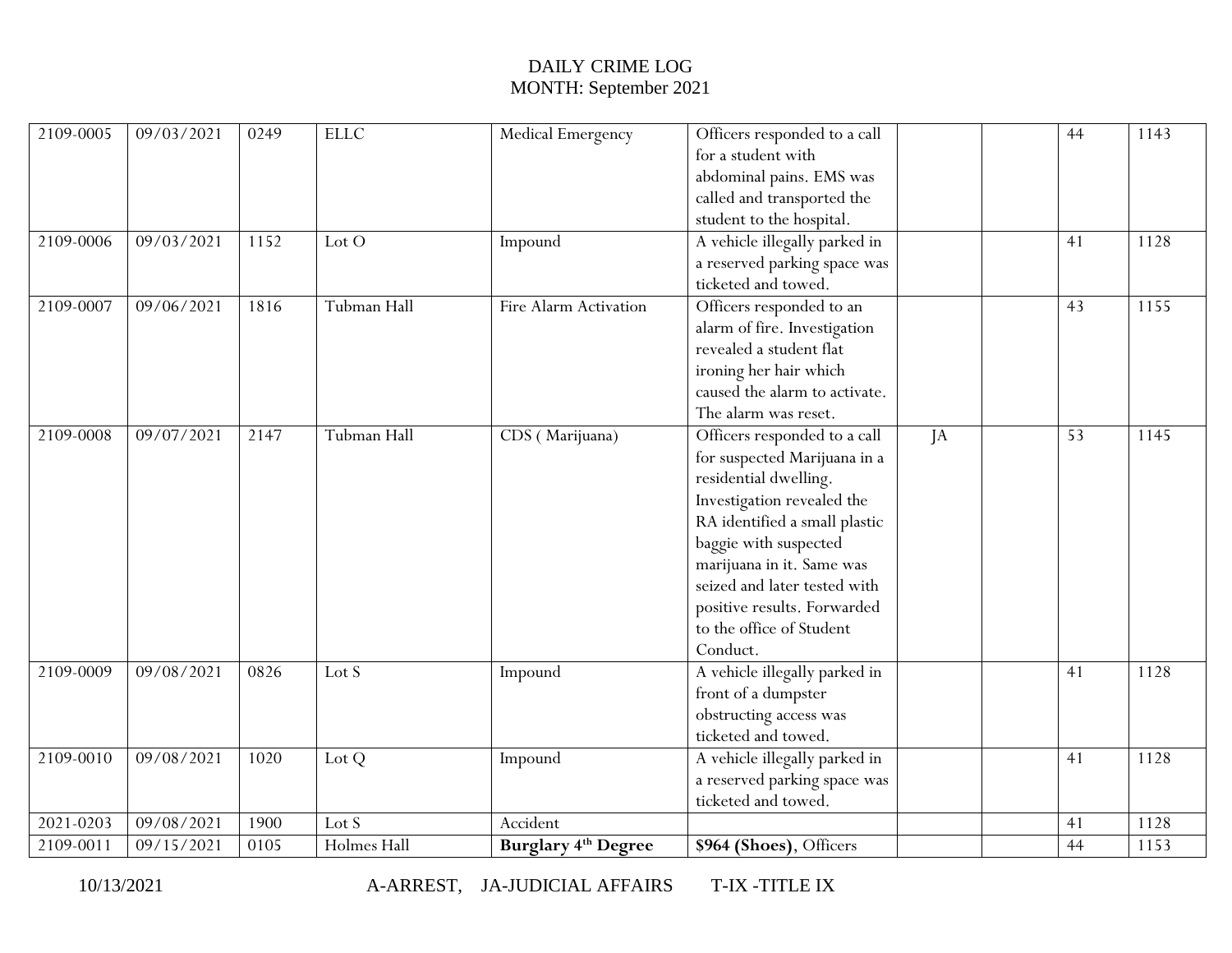DAILY CRIME LOG
MONTH: September 2021

| | | | | | | | | | |
|---|---|---|---|---|---|---|---|---|---|
| 2109-0005 | 09/03/2021 | 0249 | ELLC | Medical Emergency | Officers responded to a call for a student with abdominal pains. EMS was called and transported the student to the hospital. | | | 44 | 1143 |
| 2109-0006 | 09/03/2021 | 1152 | Lot O | Impound | A vehicle illegally parked in a reserved parking space was ticketed and towed. | | | 41 | 1128 |
| 2109-0007 | 09/06/2021 | 1816 | Tubman Hall | Fire Alarm Activation | Officers responded to an alarm of fire. Investigation revealed a student flat ironing her hair which caused the alarm to activate. The alarm was reset. | | | 43 | 1155 |
| 2109-0008 | 09/07/2021 | 2147 | Tubman Hall | CDS ( Marijuana) | Officers responded to a call for suspected Marijuana in a residential dwelling. Investigation revealed the RA identified a small plastic baggie with suspected marijuana in it. Same was seized and later tested with positive results. Forwarded to the office of Student Conduct. | JA | | 53 | 1145 |
| 2109-0009 | 09/08/2021 | 0826 | Lot S | Impound | A vehicle illegally parked in front of a dumpster obstructing access was ticketed and towed. | | | 41 | 1128 |
| 2109-0010 | 09/08/2021 | 1020 | Lot Q | Impound | A vehicle illegally parked in a reserved parking space was ticketed and towed. | | | 41 | 1128 |
| 2021-0203 | 09/08/2021 | 1900 | Lot S | Accident | | | | 41 | 1128 |
| 2109-0011 | 09/15/2021 | 0105 | Holmes Hall | **Burglary 4th Degree** | **$964 (Shoes)**, Officers | | | 44 | 1153 |

10/13/2021 A-ARREST, JA-JUDICIAL AFFAIRS T-IX -TITLE IX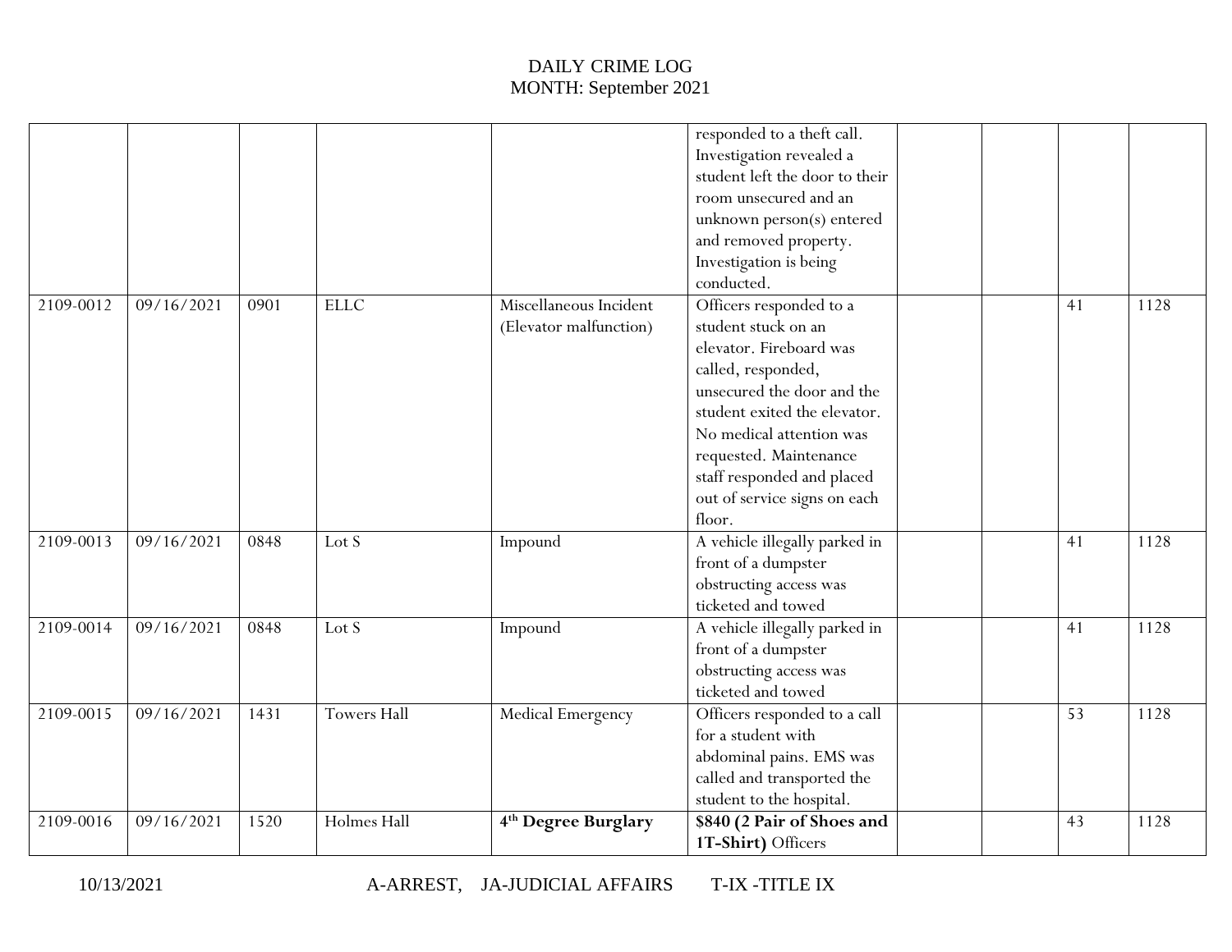DAILY CRIME LOG
MONTH: September 2021

| | | | | | | | | | |
|---|---|---|---|---|---|---|---|---|---|
| | | | | | responded to a theft call. Investigation revealed a student left the door to their room unsecured and an unknown person(s) entered and removed property. Investigation is being conducted. | | | | |
| 2109-0012 | 09/16/2021 | 0901 | ELLC | Miscellaneous Incident (Elevator malfunction) | Officers responded to a student stuck on an elevator. Fireboard was called, responded, unsecured the door and the student exited the elevator. No medical attention was requested. Maintenance staff responded and placed out of service signs on each floor. | | | 41 | 1128 |
| 2109-0013 | 09/16/2021 | 0848 | Lot S | Impound | A vehicle illegally parked in front of a dumpster obstructing access was ticketed and towed | | | 41 | 1128 |
| 2109-0014 | 09/16/2021 | 0848 | Lot S | Impound | A vehicle illegally parked in front of a dumpster obstructing access was ticketed and towed | | | 41 | 1128 |
| 2109-0015 | 09/16/2021 | 1431 | Towers Hall | Medical Emergency | Officers responded to a call for a student with abdominal pains. EMS was called and transported the student to the hospital. | | | 53 | 1128 |
| 2109-0016 | 09/16/2021 | 1520 | Holmes Hall | **4th Degree Burglary** | **$840 (2 Pair of Shoes and 1T-Shirt)** Officers | | | 43 | 1128 |

10/13/2021 A-ARREST, JA-JUDICIAL AFFAIRS T-IX -TITLE IX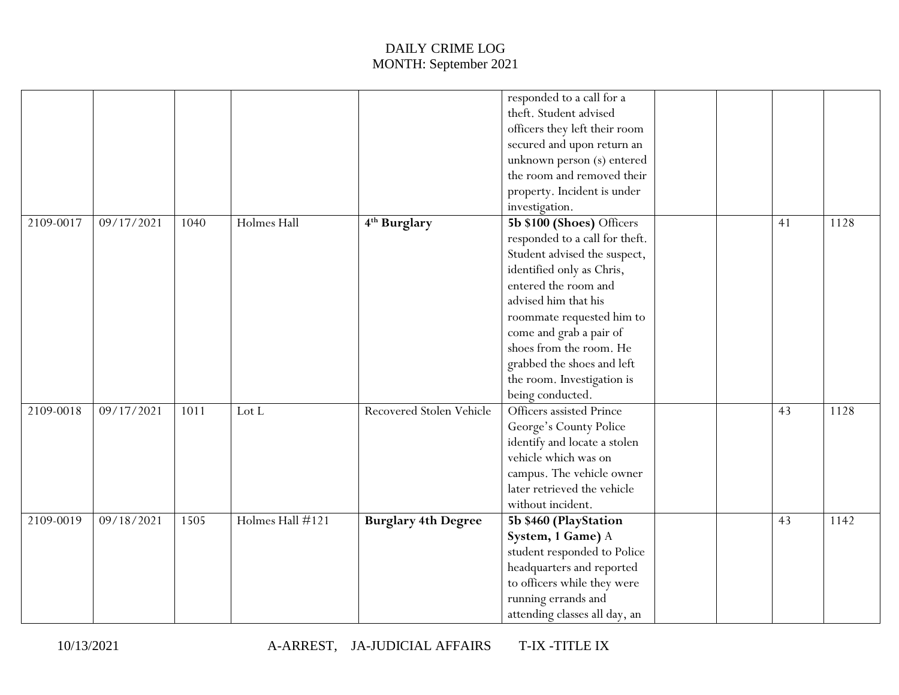# DAILY CRIME LOG
MONTH: September 2021

| | | | | | | | | | |
|---|---|---|---|---|---|---|---|---|---|
| | | | | | responded to a call for a theft. Student advised officers they left their room secured and upon return an unknown person (s) entered the room and removed their property. Incident is under investigation. | | | | |
| 2109-0017 | 09/17/2021 | 1040 | Holmes Hall | **4th Burglary** | **5b $100 (Shoes)** Officers responded to a call for theft. Student advised the suspect, identified only as Chris, entered the room and advised him that his roommate requested him to come and grab a pair of shoes from the room. He grabbed the shoes and left the room. Investigation is being conducted. | | | 41 | 1128 |
| 2109-0018 | 09/17/2021 | 1011 | Lot L | Recovered Stolen Vehicle | Officers assisted Prince George's County Police identify and locate a stolen vehicle which was on campus. The vehicle owner later retrieved the vehicle without incident. | | | 43 | 1128 |
| 2109-0019 | 09/18/2021 | 1505 | Holmes Hall #121 | **Burglary 4th Degree** | **5b $460 (PlayStation System, 1 Game)** A student responded to Police headquarters and reported to officers while they were running errands and attending classes all day, an | | | 43 | 1142 |

10/13/2021 A-ARREST, JA-JUDICIAL AFFAIRS T-IX -TITLE IX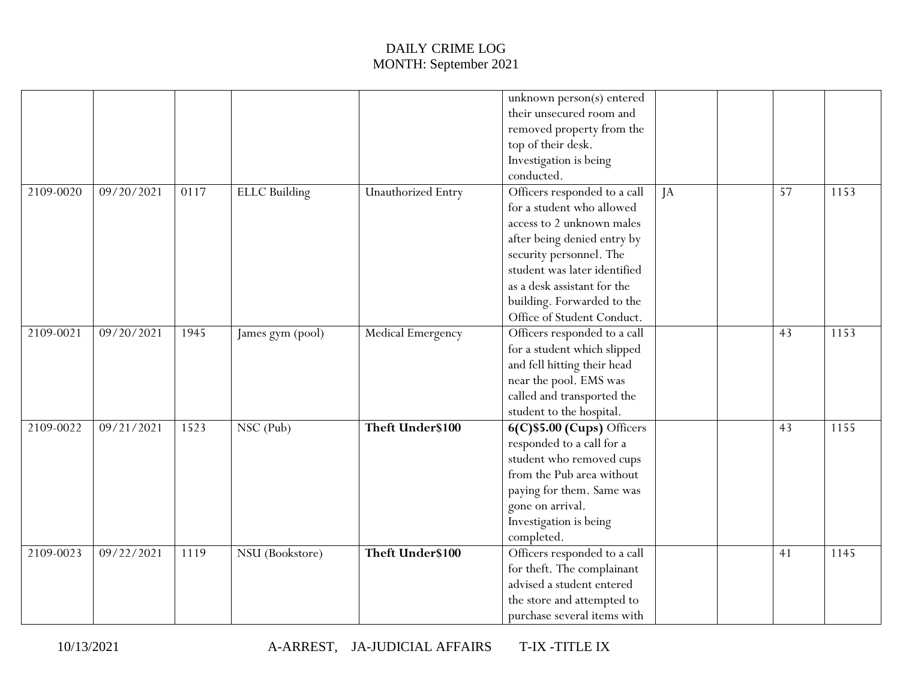DAILY CRIME LOG
MONTH: September 2021

| | | | | | | | | | |
|---|---|---|---|---|---|---|---|---|---|
| | | | | | unknown person(s) entered their unsecured room and removed property from the top of their desk. Investigation is being conducted. | | | | |
| 2109-0020 | 09/20/2021 | 0117 | ELLC Building | Unauthorized Entry | Officers responded to a call for a student who allowed access to 2 unknown males after being denied entry by security personnel. The student was later identified as a desk assistant for the building. Forwarded to the Office of Student Conduct. | JA | | 57 | 1153 |
| 2109-0021 | 09/20/2021 | 1945 | James gym (pool) | Medical Emergency | Officers responded to a call for a student which slipped and fell hitting their head near the pool. EMS was called and transported the student to the hospital. | | | 43 | 1153 |
| 2109-0022 | 09/21/2021 | 1523 | NSC (Pub) | **Theft Under$100** | **6(C)$5.00 (Cups)** Officers responded to a call for a student who removed cups from the Pub area without paying for them. Same was gone on arrival. Investigation is being completed. | | | 43 | 1155 |
| 2109-0023 | 09/22/2021 | 1119 | NSU (Bookstore) | **Theft Under$100** | Officers responded to a call for theft. The complainant advised a student entered the store and attempted to purchase several items with | | | 41 | 1145 |

10/13/2021 A-ARREST, JA-JUDICIAL AFFAIRS T-IX -TITLE IX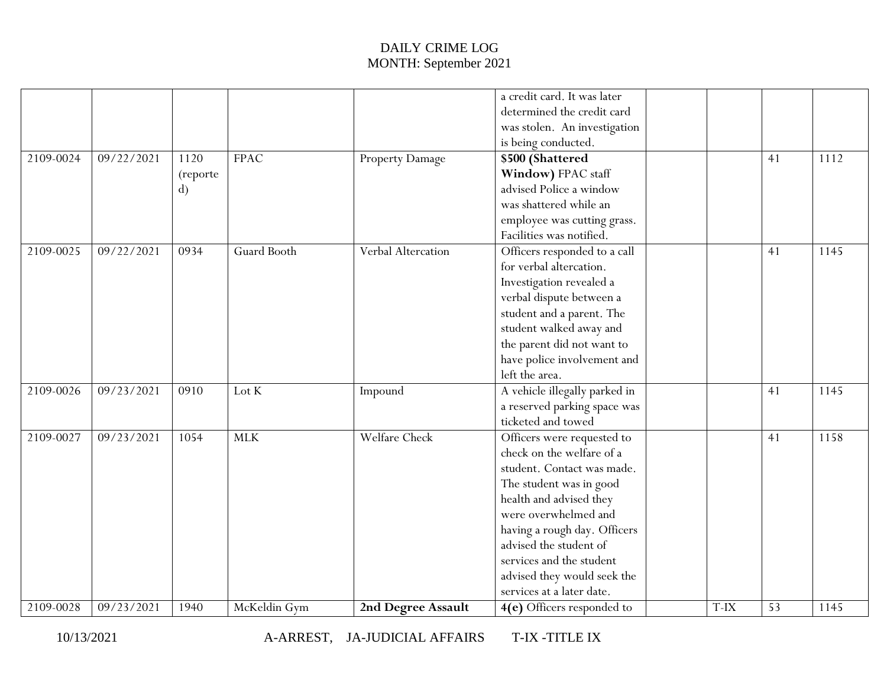DAILY CRIME LOG
MONTH: September 2021

| | | | | | | | | | |
|---|---|---|---|---|---|---|---|---|---|
| | | | | | a credit card. It was later determined the credit card was stolen. An investigation is being conducted. | | | | |
| 2109-0024 | 09/22/2021 | 1120 (reported) | FPAC | Property Damage | **$500 (Shattered Window)** FPAC staff advised Police a window was shattered while an employee was cutting grass. Facilities was notified. | | | 41 | 1112 |
| 2109-0025 | 09/22/2021 | 0934 | Guard Booth | Verbal Altercation | Officers responded to a call for verbal altercation. Investigation revealed a verbal dispute between a student and a parent. The student walked away and the parent did not want to have police involvement and left the area. | | | 41 | 1145 |
| 2109-0026 | 09/23/2021 | 0910 | Lot K | Impound | A vehicle illegally parked in a reserved parking space was ticketed and towed | | | 41 | 1145 |
| 2109-0027 | 09/23/2021 | 1054 | MLK | Welfare Check | Officers were requested to check on the welfare of a student. Contact was made. The student was in good health and advised they were overwhelmed and having a rough day. Officers advised the student of services and the student advised they would seek the services at a later date. | | | 41 | 1158 |
| 2109-0028 | 09/23/2021 | 1940 | McKeldin Gym | **2nd Degree Assault** | **4(e)** Officers responded to | | T-IX | 53 | 1145 |

10/13/2021 A-ARREST, JA-JUDICIAL AFFAIRS T-IX -TITLE IX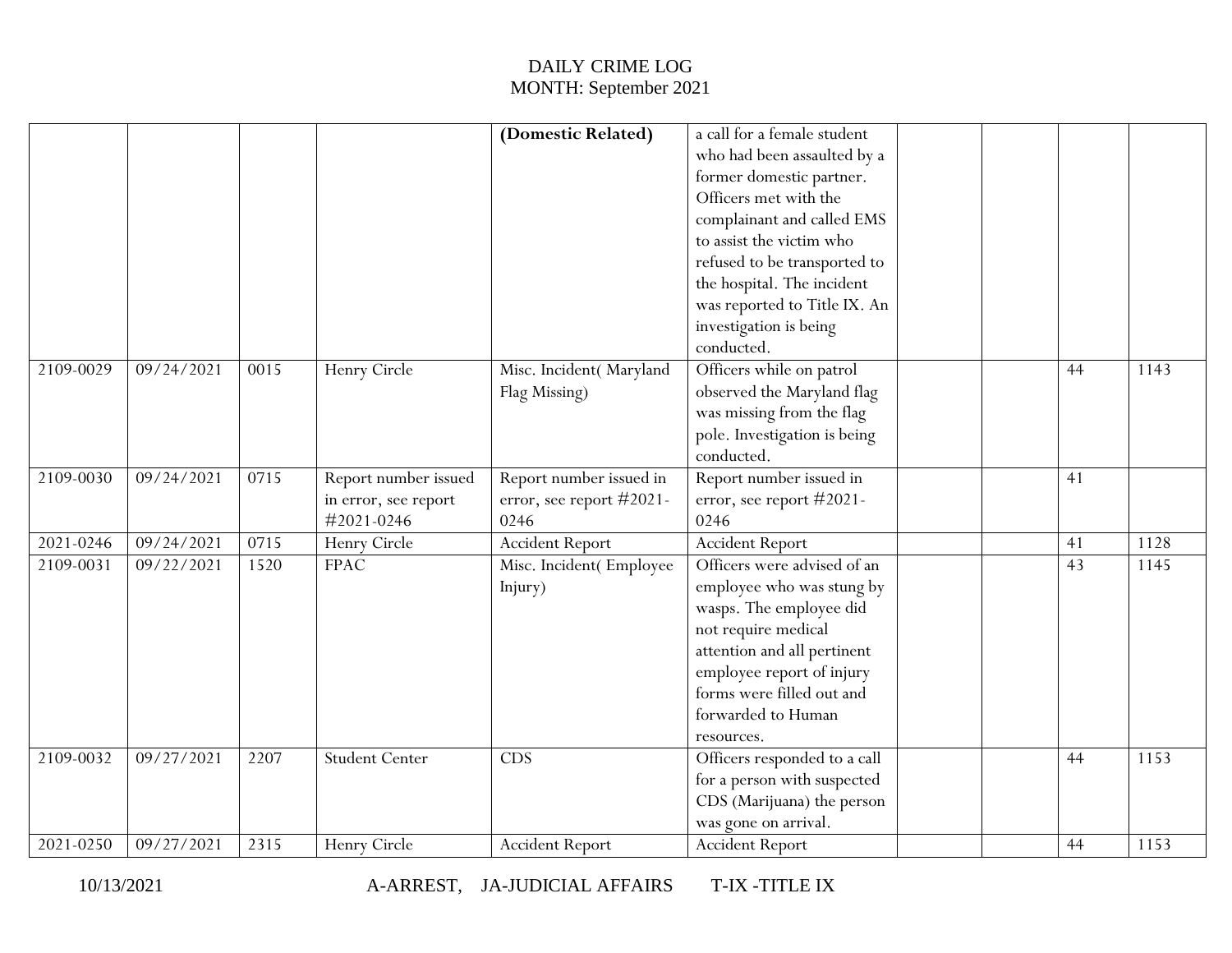DAILY CRIME LOG
MONTH: September 2021

| | | | | | | | | | |
|---|---|---|---|---|---|---|---|---|---|
| | | | | **(Domestic Related)** | a call for a female student who had been assaulted by a former domestic partner. Officers met with the complainant and called EMS to assist the victim who refused to be transported to the hospital. The incident was reported to Title IX. An investigation is being conducted. | | | | |
| 2109-0029 | 09/24/2021 | 0015 | Henry Circle | Misc. Incident( Maryland Flag Missing) | Officers while on patrol observed the Maryland flag was missing from the flag pole. Investigation is being conducted. | | | 44 | 1143 |
| 2109-0030 | 09/24/2021 | 0715 | Report number issued in error, see report #2021-0246 | Report number issued in error, see report #2021-0246 | Report number issued in error, see report #2021-0246 | | | 41 | |
| 2021-0246 | 09/24/2021 | 0715 | Henry Circle | Accident Report | Accident Report | | | 41 | 1128 |
| 2109-0031 | 09/22/2021 | 1520 | FPAC | Misc. Incident( Employee Injury) | Officers were advised of an employee who was stung by wasps. The employee did not require medical attention and all pertinent employee report of injury forms were filled out and forwarded to Human resources. | | | 43 | 1145 |
| 2109-0032 | 09/27/2021 | 2207 | Student Center | CDS | Officers responded to a call for a person with suspected CDS (Marijuana) the person was gone on arrival. | | | 44 | 1153 |
| 2021-0250 | 09/27/2021 | 2315 | Henry Circle | Accident Report | Accident Report | | | 44 | 1153 |

10/13/2021 A-ARREST, JA-JUDICIAL AFFAIRS T-IX -TITLE IX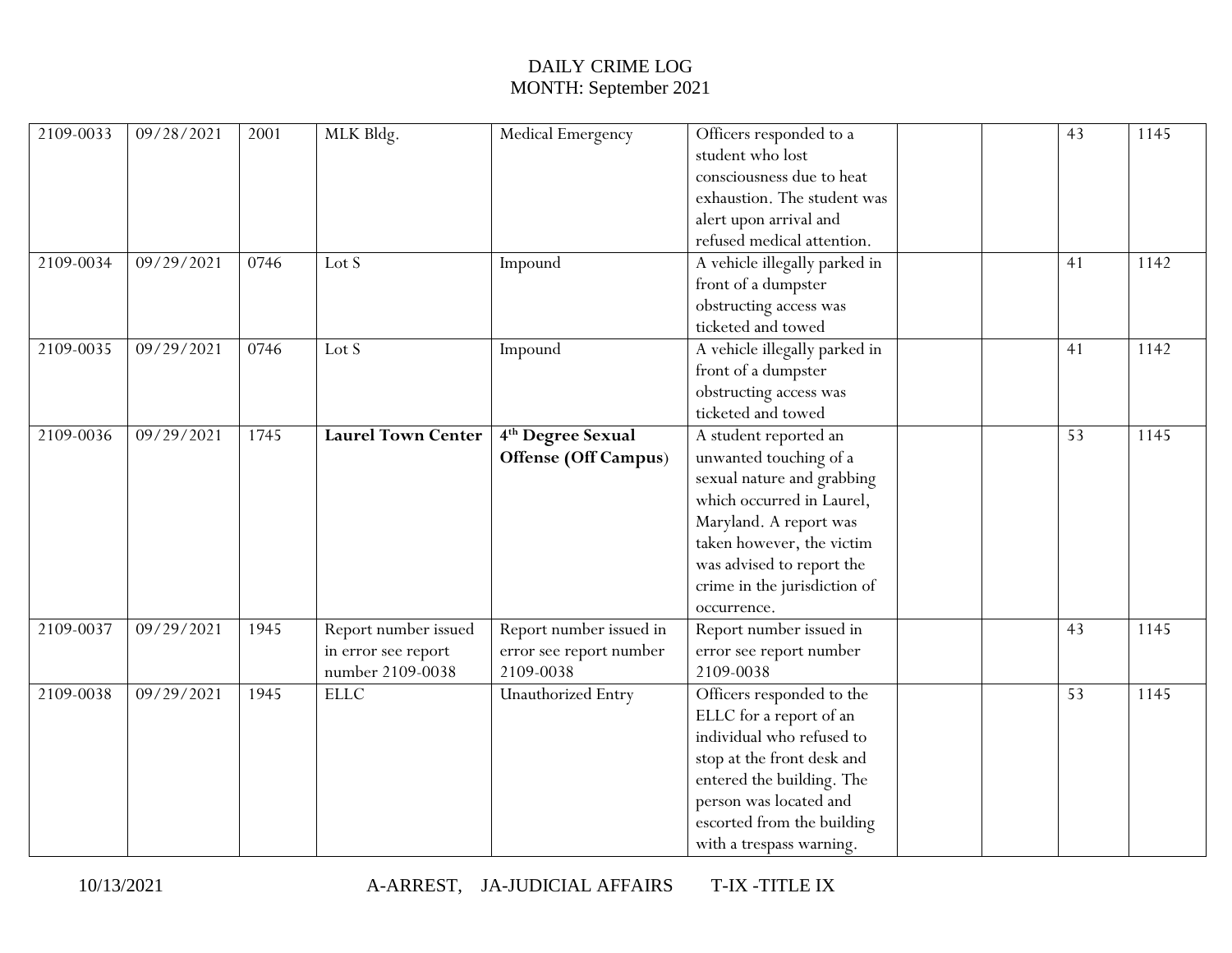# DAILY CRIME LOG

MONTH: September 2021

| | | | | | | | | | |
|---|---|---|---|---|---|---|---|---|---|
| 2109-0033 | 09/28/2021 | 2001 | MLK Bldg. | Medical Emergency | Officers responded to a student who lost consciousness due to heat exhaustion. The student was alert upon arrival and refused medical attention. | | | 43 | 1145 |
| 2109-0034 | 09/29/2021 | 0746 | Lot S | Impound | A vehicle illegally parked in front of a dumpster obstructing access was ticketed and towed | | | 41 | 1142 |
| 2109-0035 | 09/29/2021 | 0746 | Lot S | Impound | A vehicle illegally parked in front of a dumpster obstructing access was ticketed and towed | | | 41 | 1142 |
| 2109-0036 | 09/29/2021 | 1745 | **Laurel Town Center** | **4th Degree Sexual Offense (Off Campus)** | A student reported an unwanted touching of a sexual nature and grabbing which occurred in Laurel, Maryland. A report was taken however, the victim was advised to report the crime in the jurisdiction of occurrence. | | | 53 | 1145 |
| 2109-0037 | 09/29/2021 | 1945 | Report number issued in error see report number 2109-0038 | Report number issued in error see report number 2109-0038 | Report number issued in error see report number 2109-0038 | | | 43 | 1145 |
| 2109-0038 | 09/29/2021 | 1945 | ELLC | Unauthorized Entry | Officers responded to the ELLC for a report of an individual who refused to stop at the front desk and entered the building. The person was located and escorted from the building with a trespass warning. | | | 53 | 1145 |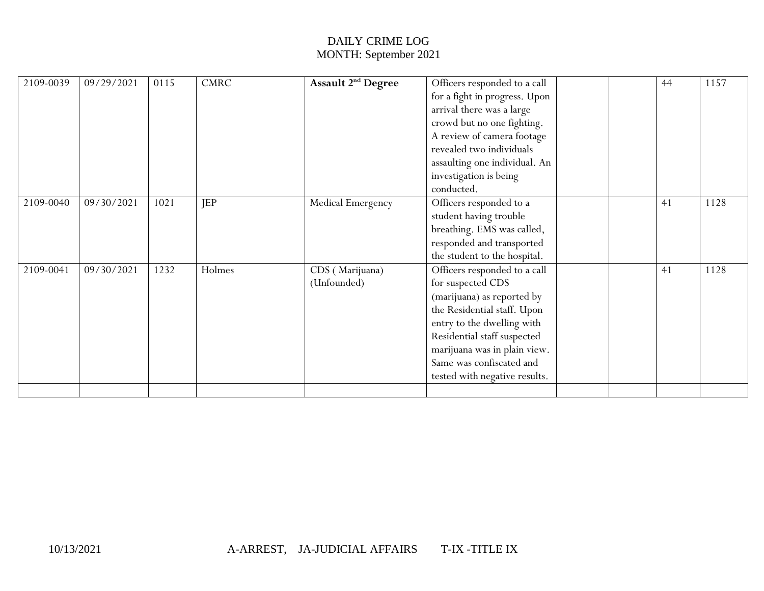DAILY CRIME LOG
MONTH: September 2021

| | | | | | | | | | |
|---|---|---|---|---|---|---|---|---|---|
| 2109-0039 | 09/29/2021 | 0115 | CMRC | **Assault 2nd Degree** | Officers responded to a call for a fight in progress. Upon arrival there was a large crowd but no one fighting. A review of camera footage revealed two individuals assaulting one individual. An investigation is being conducted. | | | 44 | 1157 |
| 2109-0040 | 09/30/2021 | 1021 | JEP | Medical Emergency | Officers responded to a student having trouble breathing. EMS was called, responded and transported the student to the hospital. | | | 41 | 1128 |
| 2109-0041 | 09/30/2021 | 1232 | Holmes | CDS ( Marijuana) (Unfounded) | Officers responded to a call for suspected CDS (marijuana) as reported by the Residential staff. Upon entry to the dwelling with Residential staff suspected marijuana was in plain view. Same was confiscated and tested with negative results. | | | 41 | 1128 |
| | | | | | | | | | |

10/13/2021 A-ARREST, JA-JUDICIAL AFFAIRS T-IX -TITLE IX